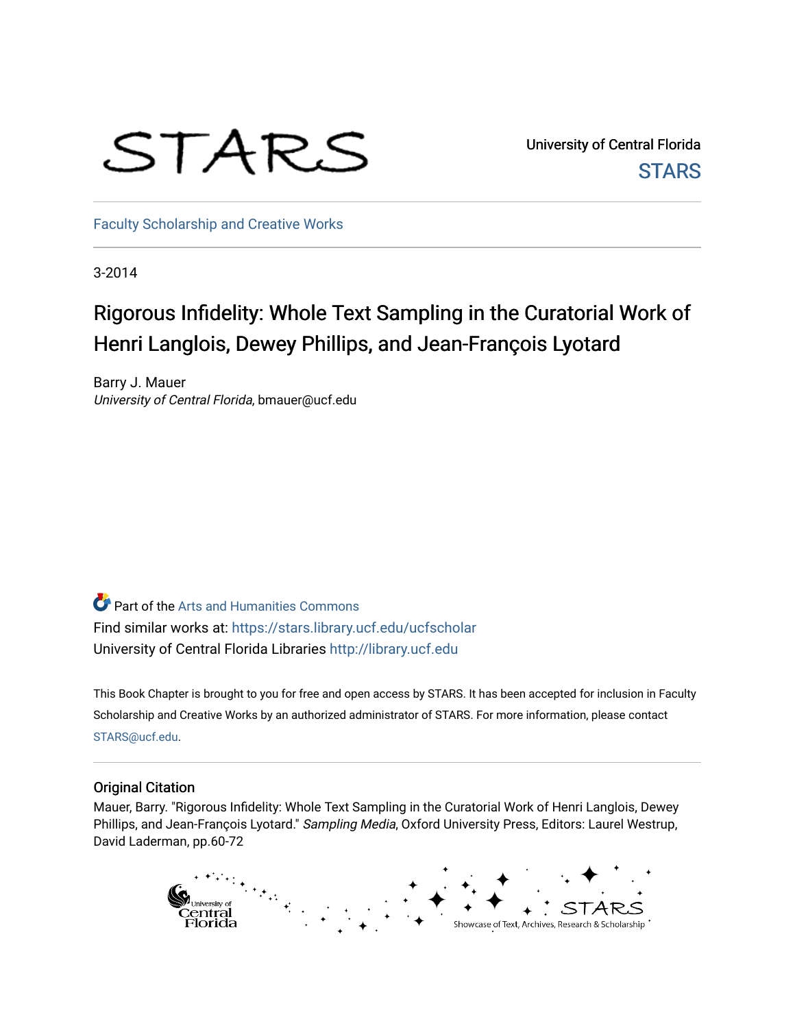STARS

University of Central Florida

STARS

Faculty Scholarship and Creative Works

3-2014

# Rigorous Infidelity: Whole Text Sampling in the Curatorial Work of Henri Langlois, Dewey Phillips, and Jean-François Lyotard

Barry J. Mauer
*University of Central Florida*, bmauer@ucf.edu

Part of the Arts and Humanities Commons

Find similar works at: https://stars.library.ucf.edu/ucfscholar

University of Central Florida Libraries http://library.ucf.edu

This Book Chapter is brought to you for free and open access by STARS. It has been accepted for inclusion in Faculty Scholarship and Creative Works by an authorized administrator of STARS. For more information, please contact STARS@ucf.edu.

## Original Citation

Mauer, Barry. "Rigorous Infidelity: Whole Text Sampling in the Curatorial Work of Henri Langlois, Dewey Phillips, and Jean-François Lyotard." *Sampling Media*, Oxford University Press, Editors: Laurel Westrup, David Laderman, pp.60-72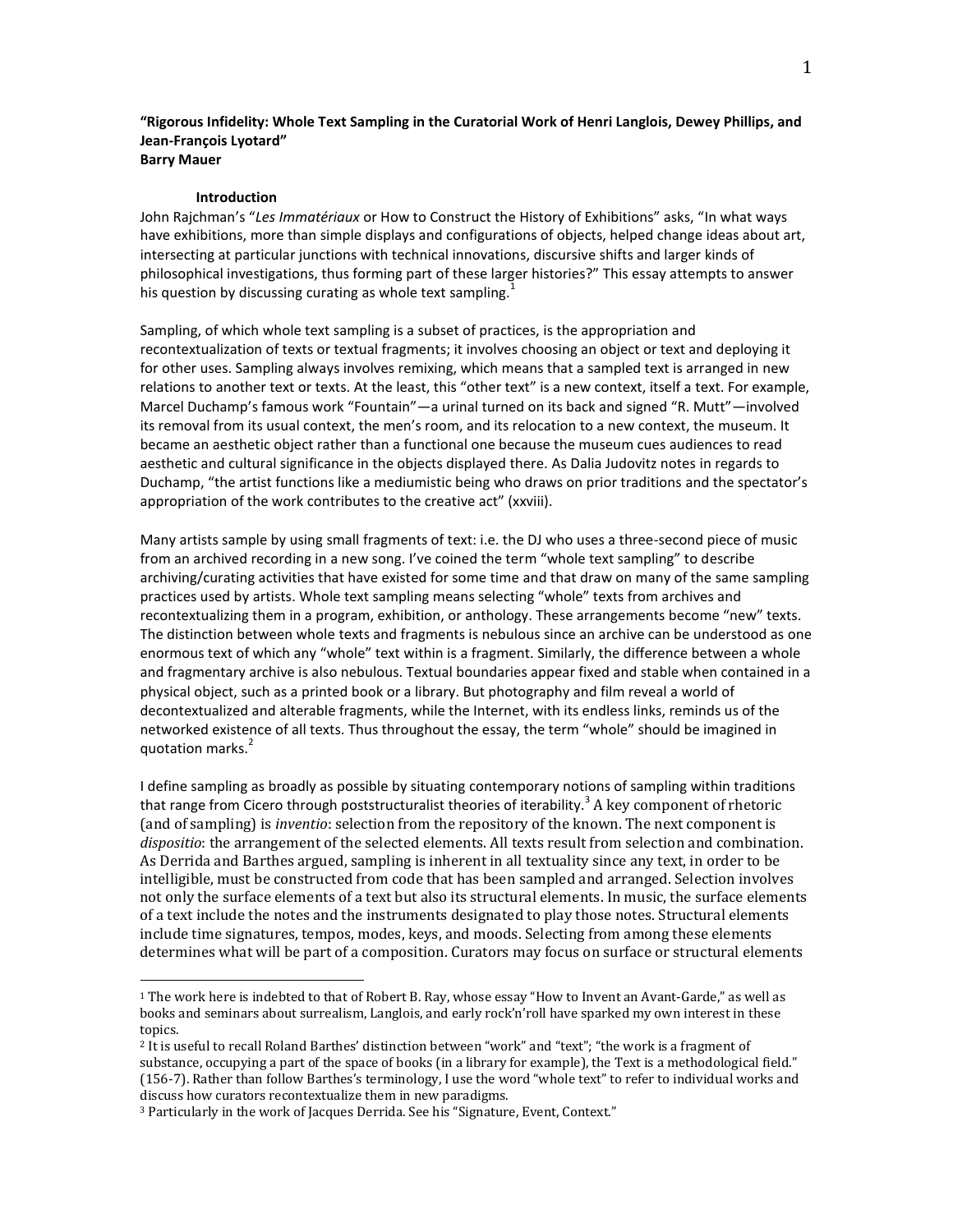**"Rigorous Infidelity: Whole Text Sampling in the Curatorial Work of Henri Langlois, Dewey Phillips, and Jean-François Lyotard"**
**Barry Mauer**

**Introduction**

John Rajchman's "*Les Immatériaux* or How to Construct the History of Exhibitions" asks, "In what ways have exhibitions, more than simple displays and configurations of objects, helped change ideas about art, intersecting at particular junctions with technical innovations, discursive shifts and larger kinds of philosophical investigations, thus forming part of these larger histories?" This essay attempts to answer his question by discussing curating as whole text sampling.[1]

Sampling, of which whole text sampling is a subset of practices, is the appropriation and recontextualization of texts or textual fragments; it involves choosing an object or text and deploying it for other uses. Sampling always involves remixing, which means that a sampled text is arranged in new relations to another text or texts. At the least, this "other text" is a new context, itself a text. For example, Marcel Duchamp's famous work "Fountain"—a urinal turned on its back and signed "R. Mutt"—involved its removal from its usual context, the men's room, and its relocation to a new context, the museum. It became an aesthetic object rather than a functional one because the museum cues audiences to read aesthetic and cultural significance in the objects displayed there. As Dalia Judovitz notes in regards to Duchamp, "the artist functions like a mediumistic being who draws on prior traditions and the spectator's appropriation of the work contributes to the creative act" (xxviii).

Many artists sample by using small fragments of text: i.e. the DJ who uses a three-second piece of music from an archived recording in a new song. I've coined the term "whole text sampling" to describe archiving/curating activities that have existed for some time and that draw on many of the same sampling practices used by artists. Whole text sampling means selecting "whole" texts from archives and recontextualizing them in a program, exhibition, or anthology. These arrangements become "new" texts. The distinction between whole texts and fragments is nebulous since an archive can be understood as one enormous text of which any "whole" text within is a fragment. Similarly, the difference between a whole and fragmentary archive is also nebulous. Textual boundaries appear fixed and stable when contained in a physical object, such as a printed book or a library. But photography and film reveal a world of decontextualized and alterable fragments, while the Internet, with its endless links, reminds us of the networked existence of all texts. Thus throughout the essay, the term "whole" should be imagined in quotation marks.[2]

I define sampling as broadly as possible by situating contemporary notions of sampling within traditions that range from Cicero through poststructuralist theories of iterability.[3] A key component of rhetoric (and of sampling) is *inventio*: selection from the repository of the known. The next component is *dispositio*: the arrangement of the selected elements. All texts result from selection and combination. As Derrida and Barthes argued, sampling is inherent in all textuality since any text, in order to be intelligible, must be constructed from code that has been sampled and arranged. Selection involves not only the surface elements of a text but also its structural elements. In music, the surface elements of a text include the notes and the instruments designated to play those notes. Structural elements include time signatures, tempos, modes, keys, and moods. Selecting from among these elements determines what will be part of a composition. Curators may focus on surface or structural elements

---

[1] The work here is indebted to that of Robert B. Ray, whose essay "How to Invent an Avant-Garde," as well as books and seminars about surrealism, Langlois, and early rock'n'roll have sparked my own interest in these topics.

[2] It is useful to recall Roland Barthes' distinction between "work" and "text"; "the work is a fragment of substance, occupying a part of the space of books (in a library for example), the Text is a methodological field." (156-7). Rather than follow Barthes's terminology, I use the word "whole text" to refer to individual works and discuss how curators recontextualize them in new paradigms.

[3] Particularly in the work of Jacques Derrida. See his "Signature, Event, Context."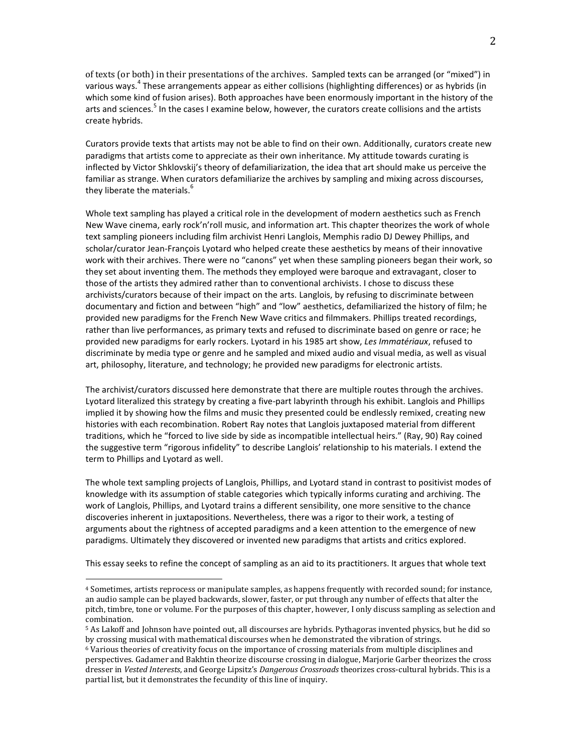of texts (or both) in their presentations of the archives. Sampled texts can be arranged (or "mixed") in various ways.[4] These arrangements appear as either collisions (highlighting differences) or as hybrids (in which some kind of fusion arises). Both approaches have been enormously important in the history of the arts and sciences.[5] In the cases I examine below, however, the curators create collisions and the artists create hybrids.

Curators provide texts that artists may not be able to find on their own. Additionally, curators create new paradigms that artists come to appreciate as their own inheritance. My attitude towards curating is inflected by Victor Shklovskij's theory of defamiliarization, the idea that art should make us perceive the familiar as strange. When curators defamiliarize the archives by sampling and mixing across discourses, they liberate the materials.[6]

Whole text sampling has played a critical role in the development of modern aesthetics such as French New Wave cinema, early rock'n'roll music, and information art. This chapter theorizes the work of whole text sampling pioneers including film archivist Henri Langlois, Memphis radio DJ Dewey Phillips, and scholar/curator Jean-François Lyotard who helped create these aesthetics by means of their innovative work with their archives. There were no "canons" yet when these sampling pioneers began their work, so they set about inventing them. The methods they employed were baroque and extravagant, closer to those of the artists they admired rather than to conventional archivists. I chose to discuss these archivists/curators because of their impact on the arts. Langlois, by refusing to discriminate between documentary and fiction and between "high" and "low" aesthetics, defamiliarized the history of film; he provided new paradigms for the French New Wave critics and filmmakers. Phillips treated recordings, rather than live performances, as primary texts and refused to discriminate based on genre or race; he provided new paradigms for early rockers. Lyotard in his 1985 art show, *Les Immatériaux*, refused to discriminate by media type or genre and he sampled and mixed audio and visual media, as well as visual art, philosophy, literature, and technology; he provided new paradigms for electronic artists.

The archivist/curators discussed here demonstrate that there are multiple routes through the archives. Lyotard literalized this strategy by creating a five-part labyrinth through his exhibit. Langlois and Phillips implied it by showing how the films and music they presented could be endlessly remixed, creating new histories with each recombination. Robert Ray notes that Langlois juxtaposed material from different traditions, which he "forced to live side by side as incompatible intellectual heirs." (Ray, 90) Ray coined the suggestive term "rigorous infidelity" to describe Langlois' relationship to his materials. I extend the term to Phillips and Lyotard as well.

The whole text sampling projects of Langlois, Phillips, and Lyotard stand in contrast to positivist modes of knowledge with its assumption of stable categories which typically informs curating and archiving. The work of Langlois, Phillips, and Lyotard trains a different sensibility, one more sensitive to the chance discoveries inherent in juxtapositions. Nevertheless, there was a rigor to their work, a testing of arguments about the rightness of accepted paradigms and a keen attention to the emergence of new paradigms. Ultimately they discovered or invented new paradigms that artists and critics explored.

This essay seeks to refine the concept of sampling as an aid to its practitioners. It argues that whole text

---

[4] Sometimes, artists reprocess or manipulate samples, as happens frequently with recorded sound; for instance, an audio sample can be played backwards, slower, faster, or put through any number of effects that alter the pitch, timbre, tone or volume. For the purposes of this chapter, however, I only discuss sampling as selection and combination.

[5] As Lakoff and Johnson have pointed out, all discourses are hybrids. Pythagoras invented physics, but he did so by crossing musical with mathematical discourses when he demonstrated the vibration of strings.

[6] Various theories of creativity focus on the importance of crossing materials from multiple disciplines and perspectives. Gadamer and Bakhtin theorize discourse crossing in dialogue, Marjorie Garber theorizes the cross dresser in *Vested Interests*, and George Lipsitz's *Dangerous Crossroads* theorizes cross-cultural hybrids. This is a partial list, but it demonstrates the fecundity of this line of inquiry.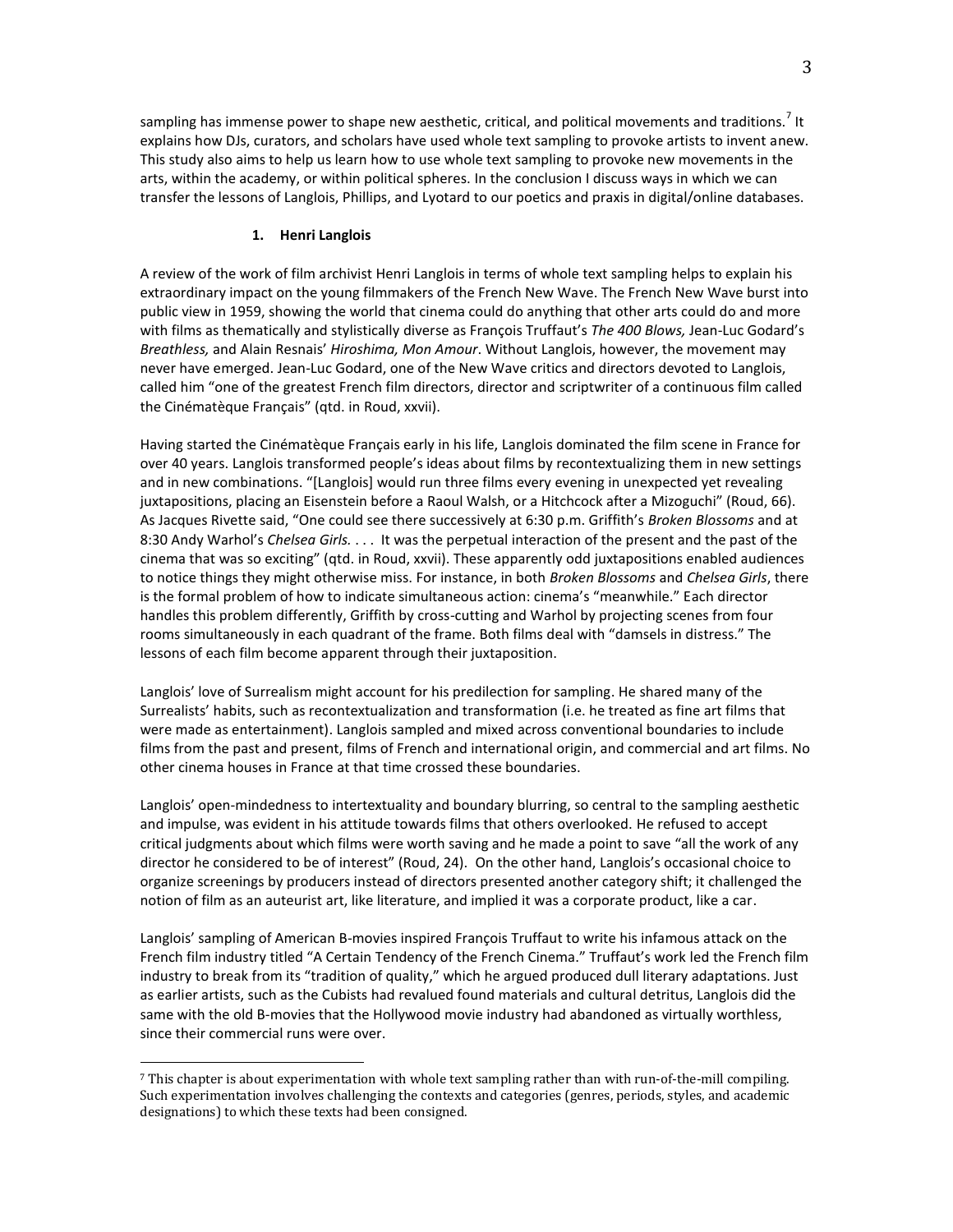sampling has immense power to shape new aesthetic, critical, and political movements and traditions.[7] It explains how DJs, curators, and scholars have used whole text sampling to provoke artists to invent anew. This study also aims to help us learn how to use whole text sampling to provoke new movements in the arts, within the academy, or within political spheres. In the conclusion I discuss ways in which we can transfer the lessons of Langlois, Phillips, and Lyotard to our poetics and praxis in digital/online databases.

## 1. Henri Langlois

A review of the work of film archivist Henri Langlois in terms of whole text sampling helps to explain his extraordinary impact on the young filmmakers of the French New Wave. The French New Wave burst into public view in 1959, showing the world that cinema could do anything that other arts could do and more with films as thematically and stylistically diverse as François Truffaut's *The 400 Blows,* Jean-Luc Godard's *Breathless,* and Alain Resnais' *Hiroshima, Mon Amour*. Without Langlois, however, the movement may never have emerged. Jean-Luc Godard, one of the New Wave critics and directors devoted to Langlois, called him "one of the greatest French film directors, director and scriptwriter of a continuous film called the Cinématèque Français" (qtd. in Roud, xxvii).

Having started the Cinématèque Français early in his life, Langlois dominated the film scene in France for over 40 years. Langlois transformed people's ideas about films by recontextualizing them in new settings and in new combinations. "[Langlois] would run three films every evening in unexpected yet revealing juxtapositions, placing an Eisenstein before a Raoul Walsh, or a Hitchcock after a Mizoguchi" (Roud, 66). As Jacques Rivette said, "One could see there successively at 6:30 p.m. Griffith's *Broken Blossoms* and at 8:30 Andy Warhol's *Chelsea Girls.* . . . It was the perpetual interaction of the present and the past of the cinema that was so exciting" (qtd. in Roud, xxvii). These apparently odd juxtapositions enabled audiences to notice things they might otherwise miss. For instance, in both *Broken Blossoms* and *Chelsea Girls*, there is the formal problem of how to indicate simultaneous action: cinema's "meanwhile." Each director handles this problem differently, Griffith by cross-cutting and Warhol by projecting scenes from four rooms simultaneously in each quadrant of the frame. Both films deal with "damsels in distress." The lessons of each film become apparent through their juxtaposition.

Langlois' love of Surrealism might account for his predilection for sampling. He shared many of the Surrealists' habits, such as recontextualization and transformation (i.e. he treated as fine art films that were made as entertainment). Langlois sampled and mixed across conventional boundaries to include films from the past and present, films of French and international origin, and commercial and art films. No other cinema houses in France at that time crossed these boundaries.

Langlois' open-mindedness to intertextuality and boundary blurring, so central to the sampling aesthetic and impulse, was evident in his attitude towards films that others overlooked. He refused to accept critical judgments about which films were worth saving and he made a point to save "all the work of any director he considered to be of interest" (Roud, 24). On the other hand, Langlois's occasional choice to organize screenings by producers instead of directors presented another category shift; it challenged the notion of film as an auteurist art, like literature, and implied it was a corporate product, like a car.

Langlois' sampling of American B-movies inspired François Truffaut to write his infamous attack on the French film industry titled "A Certain Tendency of the French Cinema." Truffaut's work led the French film industry to break from its "tradition of quality," which he argued produced dull literary adaptations. Just as earlier artists, such as the Cubists had revalued found materials and cultural detritus, Langlois did the same with the old B-movies that the Hollywood movie industry had abandoned as virtually worthless, since their commercial runs were over.

---

[7] This chapter is about experimentation with whole text sampling rather than with run-of-the-mill compiling. Such experimentation involves challenging the contexts and categories (genres, periods, styles, and academic designations) to which these texts had been consigned.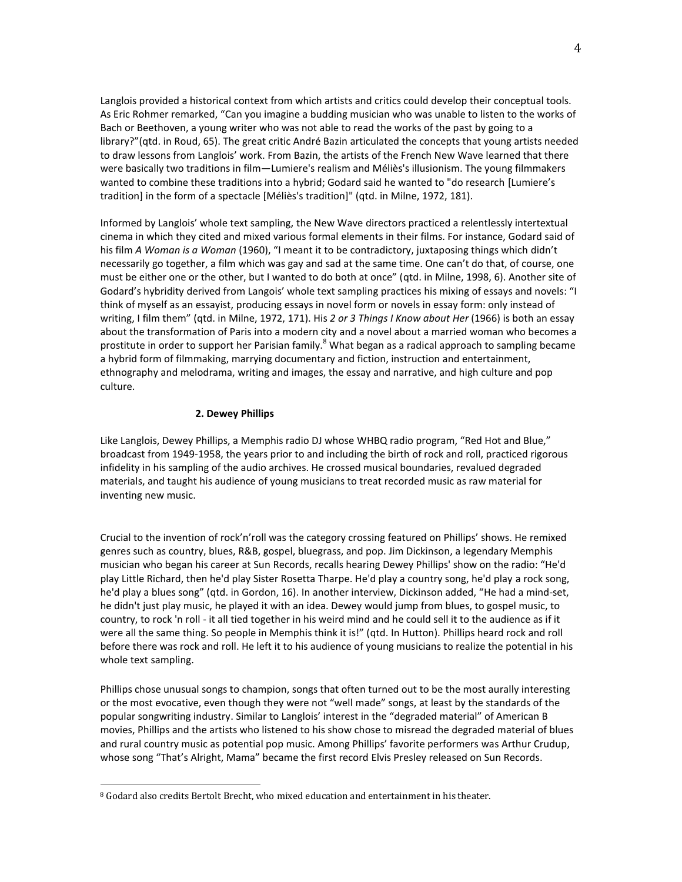Langlois provided a historical context from which artists and critics could develop their conceptual tools. As Eric Rohmer remarked, "Can you imagine a budding musician who was unable to listen to the works of Bach or Beethoven, a young writer who was not able to read the works of the past by going to a library?"(qtd. in Roud, 65). The great critic André Bazin articulated the concepts that young artists needed to draw lessons from Langlois' work. From Bazin, the artists of the French New Wave learned that there were basically two traditions in film—Lumiere's realism and Méliès's illusionism. The young filmmakers wanted to combine these traditions into a hybrid; Godard said he wanted to "do research [Lumiere's tradition] in the form of a spectacle [Méliès's tradition]" (qtd. in Milne, 1972, 181).

Informed by Langlois' whole text sampling, the New Wave directors practiced a relentlessly intertextual cinema in which they cited and mixed various formal elements in their films. For instance, Godard said of his film *A Woman is a Woman* (1960), "I meant it to be contradictory, juxtaposing things which didn't necessarily go together, a film which was gay and sad at the same time. One can't do that, of course, one must be either one or the other, but I wanted to do both at once" (qtd. in Milne, 1998, 6). Another site of Godard's hybridity derived from Langois' whole text sampling practices his mixing of essays and novels: "I think of myself as an essayist, producing essays in novel form or novels in essay form: only instead of writing, I film them" (qtd. in Milne, 1972, 171). His *2 or 3 Things I Know about Her* (1966) is both an essay about the transformation of Paris into a modern city and a novel about a married woman who becomes a prostitute in order to support her Parisian family.[8] What began as a radical approach to sampling became a hybrid form of filmmaking, marrying documentary and fiction, instruction and entertainment, ethnography and melodrama, writing and images, the essay and narrative, and high culture and pop culture.

### 2. Dewey Phillips

Like Langlois, Dewey Phillips, a Memphis radio DJ whose WHBQ radio program, "Red Hot and Blue," broadcast from 1949-1958, the years prior to and including the birth of rock and roll, practiced rigorous infidelity in his sampling of the audio archives. He crossed musical boundaries, revalued degraded materials, and taught his audience of young musicians to treat recorded music as raw material for inventing new music.

Crucial to the invention of rock'n'roll was the category crossing featured on Phillips' shows. He remixed genres such as country, blues, R&B, gospel, bluegrass, and pop. Jim Dickinson, a legendary Memphis musician who began his career at Sun Records, recalls hearing Dewey Phillips' show on the radio: "He'd play Little Richard, then he'd play Sister Rosetta Tharpe. He'd play a country song, he'd play a rock song, he'd play a blues song" (qtd. in Gordon, 16). In another interview, Dickinson added, "He had a mind-set, he didn't just play music, he played it with an idea. Dewey would jump from blues, to gospel music, to country, to rock 'n roll - it all tied together in his weird mind and he could sell it to the audience as if it were all the same thing. So people in Memphis think it is!" (qtd. In Hutton). Phillips heard rock and roll before there was rock and roll. He left it to his audience of young musicians to realize the potential in his whole text sampling.

Phillips chose unusual songs to champion, songs that often turned out to be the most aurally interesting or the most evocative, even though they were not "well made" songs, at least by the standards of the popular songwriting industry. Similar to Langlois' interest in the "degraded material" of American B movies, Phillips and the artists who listened to his show chose to misread the degraded material of blues and rural country music as potential pop music. Among Phillips' favorite performers was Arthur Crudup, whose song "That's Alright, Mama" became the first record Elvis Presley released on Sun Records.

[8] Godard also credits Bertolt Brecht, who mixed education and entertainment in his theater.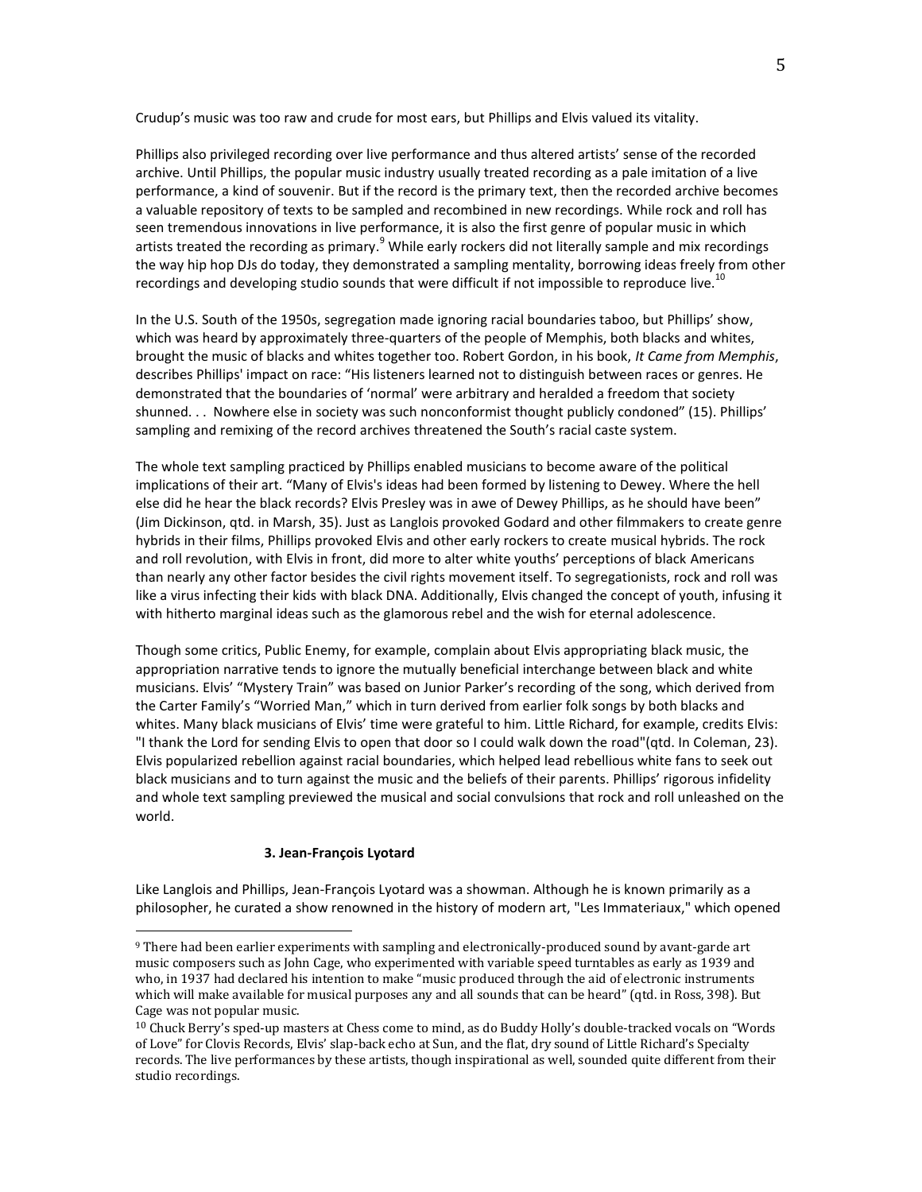Crudup's music was too raw and crude for most ears, but Phillips and Elvis valued its vitality.

Phillips also privileged recording over live performance and thus altered artists' sense of the recorded archive. Until Phillips, the popular music industry usually treated recording as a pale imitation of a live performance, a kind of souvenir. But if the record is the primary text, then the recorded archive becomes a valuable repository of texts to be sampled and recombined in new recordings. While rock and roll has seen tremendous innovations in live performance, it is also the first genre of popular music in which artists treated the recording as primary.[9] While early rockers did not literally sample and mix recordings the way hip hop DJs do today, they demonstrated a sampling mentality, borrowing ideas freely from other recordings and developing studio sounds that were difficult if not impossible to reproduce live.[10]

In the U.S. South of the 1950s, segregation made ignoring racial boundaries taboo, but Phillips' show, which was heard by approximately three-quarters of the people of Memphis, both blacks and whites, brought the music of blacks and whites together too. Robert Gordon, in his book, *It Came from Memphis*, describes Phillips' impact on race: "His listeners learned not to distinguish between races or genres. He demonstrated that the boundaries of 'normal' were arbitrary and heralded a freedom that society shunned. . . Nowhere else in society was such nonconformist thought publicly condoned" (15). Phillips' sampling and remixing of the record archives threatened the South's racial caste system.

The whole text sampling practiced by Phillips enabled musicians to become aware of the political implications of their art. "Many of Elvis's ideas had been formed by listening to Dewey. Where the hell else did he hear the black records? Elvis Presley was in awe of Dewey Phillips, as he should have been" (Jim Dickinson, qtd. in Marsh, 35). Just as Langlois provoked Godard and other filmmakers to create genre hybrids in their films, Phillips provoked Elvis and other early rockers to create musical hybrids. The rock and roll revolution, with Elvis in front, did more to alter white youths' perceptions of black Americans than nearly any other factor besides the civil rights movement itself. To segregationists, rock and roll was like a virus infecting their kids with black DNA. Additionally, Elvis changed the concept of youth, infusing it with hitherto marginal ideas such as the glamorous rebel and the wish for eternal adolescence.

Though some critics, Public Enemy, for example, complain about Elvis appropriating black music, the appropriation narrative tends to ignore the mutually beneficial interchange between black and white musicians. Elvis' "Mystery Train" was based on Junior Parker's recording of the song, which derived from the Carter Family's "Worried Man," which in turn derived from earlier folk songs by both blacks and whites. Many black musicians of Elvis' time were grateful to him. Little Richard, for example, credits Elvis: "I thank the Lord for sending Elvis to open that door so I could walk down the road"(qtd. In Coleman, 23). Elvis popularized rebellion against racial boundaries, which helped lead rebellious white fans to seek out black musicians and to turn against the music and the beliefs of their parents. Phillips' rigorous infidelity and whole text sampling previewed the musical and social convulsions that rock and roll unleashed on the world.

### 3. Jean-François Lyotard

Like Langlois and Phillips, Jean-François Lyotard was a showman. Although he is known primarily as a philosopher, he curated a show renowned in the history of modern art, "Les Immateriaux," which opened

---

[9] There had been earlier experiments with sampling and electronically-produced sound by avant-garde art music composers such as John Cage, who experimented with variable speed turntables as early as 1939 and who, in 1937 had declared his intention to make "music produced through the aid of electronic instruments which will make available for musical purposes any and all sounds that can be heard" (qtd. in Ross, 398). But Cage was not popular music.

[10] Chuck Berry's sped-up masters at Chess come to mind, as do Buddy Holly's double-tracked vocals on "Words of Love" for Clovis Records, Elvis' slap-back echo at Sun, and the flat, dry sound of Little Richard's Specialty records. The live performances by these artists, though inspirational as well, sounded quite different from their studio recordings.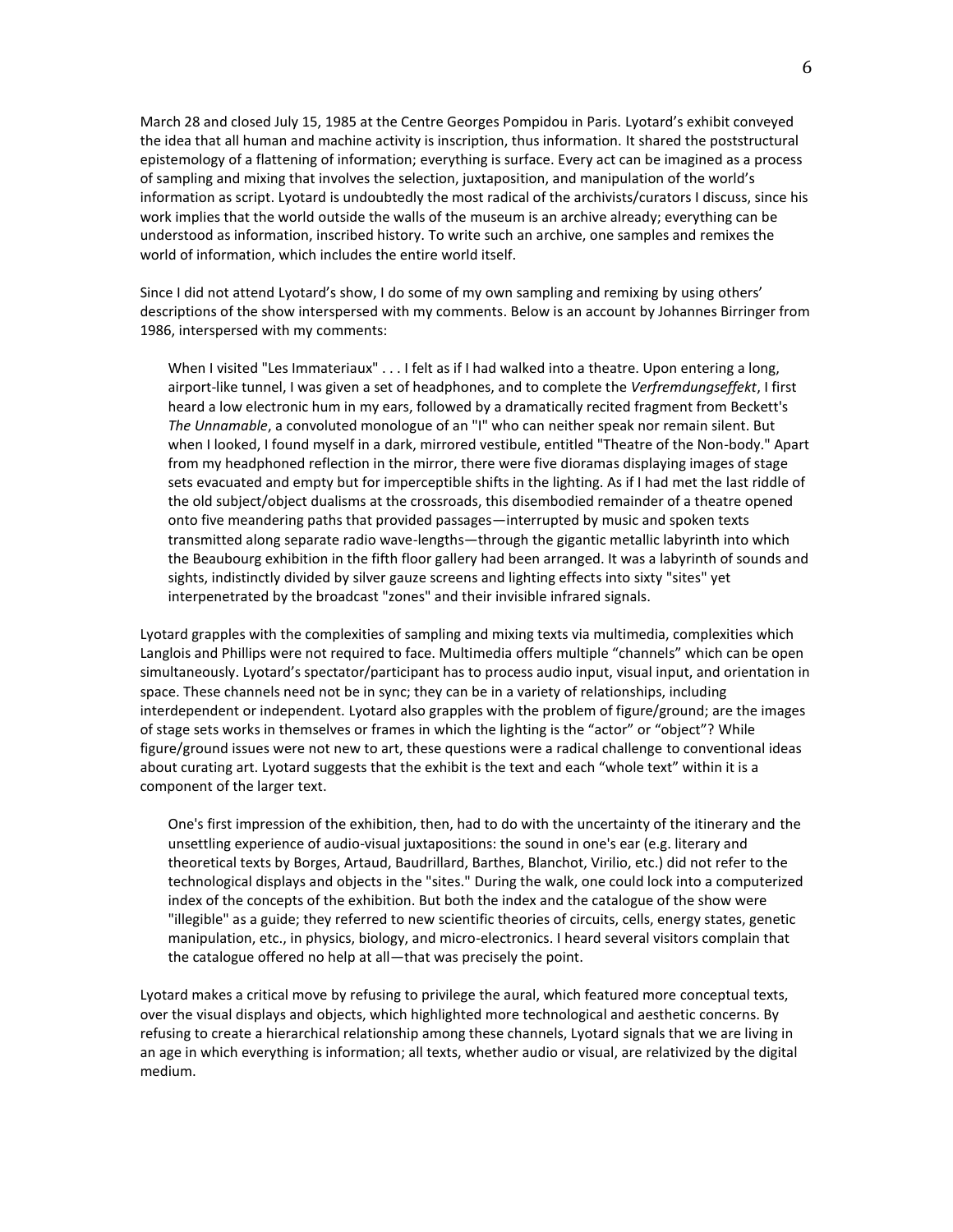March 28 and closed July 15, 1985 at the Centre Georges Pompidou in Paris. Lyotard's exhibit conveyed the idea that all human and machine activity is inscription, thus information. It shared the poststructural epistemology of a flattening of information; everything is surface. Every act can be imagined as a process of sampling and mixing that involves the selection, juxtaposition, and manipulation of the world's information as script. Lyotard is undoubtedly the most radical of the archivists/curators I discuss, since his work implies that the world outside the walls of the museum is an archive already; everything can be understood as information, inscribed history. To write such an archive, one samples and remixes the world of information, which includes the entire world itself.

Since I did not attend Lyotard's show, I do some of my own sampling and remixing by using others' descriptions of the show interspersed with my comments. Below is an account by Johannes Birringer from 1986, interspersed with my comments:

> When I visited "Les Immateriaux" . . . I felt as if I had walked into a theatre. Upon entering a long, airport-like tunnel, I was given a set of headphones, and to complete the *Verfremdungseffekt*, I first heard a low electronic hum in my ears, followed by a dramatically recited fragment from Beckett's *The Unnamable*, a convoluted monologue of an "I" who can neither speak nor remain silent. But when I looked, I found myself in a dark, mirrored vestibule, entitled "Theatre of the Non-body." Apart from my headphoned reflection in the mirror, there were five dioramas displaying images of stage sets evacuated and empty but for imperceptible shifts in the lighting. As if I had met the last riddle of the old subject/object dualisms at the crossroads, this disembodied remainder of a theatre opened onto five meandering paths that provided passages—interrupted by music and spoken texts transmitted along separate radio wave-lengths—through the gigantic metallic labyrinth into which the Beaubourg exhibition in the fifth floor gallery had been arranged. It was a labyrinth of sounds and sights, indistinctly divided by silver gauze screens and lighting effects into sixty "sites" yet interpenetrated by the broadcast "zones" and their invisible infrared signals.

Lyotard grapples with the complexities of sampling and mixing texts via multimedia, complexities which Langlois and Phillips were not required to face. Multimedia offers multiple "channels" which can be open simultaneously. Lyotard's spectator/participant has to process audio input, visual input, and orientation in space. These channels need not be in sync; they can be in a variety of relationships, including interdependent or independent. Lyotard also grapples with the problem of figure/ground; are the images of stage sets works in themselves or frames in which the lighting is the "actor" or "object"? While figure/ground issues were not new to art, these questions were a radical challenge to conventional ideas about curating art. Lyotard suggests that the exhibit is the text and each "whole text" within it is a component of the larger text.

> One's first impression of the exhibition, then, had to do with the uncertainty of the itinerary and the unsettling experience of audio-visual juxtapositions: the sound in one's ear (e.g. literary and theoretical texts by Borges, Artaud, Baudrillard, Barthes, Blanchot, Virilio, etc.) did not refer to the technological displays and objects in the "sites." During the walk, one could lock into a computerized index of the concepts of the exhibition. But both the index and the catalogue of the show were "illegible" as a guide; they referred to new scientific theories of circuits, cells, energy states, genetic manipulation, etc., in physics, biology, and micro-electronics. I heard several visitors complain that the catalogue offered no help at all—that was precisely the point.

Lyotard makes a critical move by refusing to privilege the aural, which featured more conceptual texts, over the visual displays and objects, which highlighted more technological and aesthetic concerns. By refusing to create a hierarchical relationship among these channels, Lyotard signals that we are living in an age in which everything is information; all texts, whether audio or visual, are relativized by the digital medium.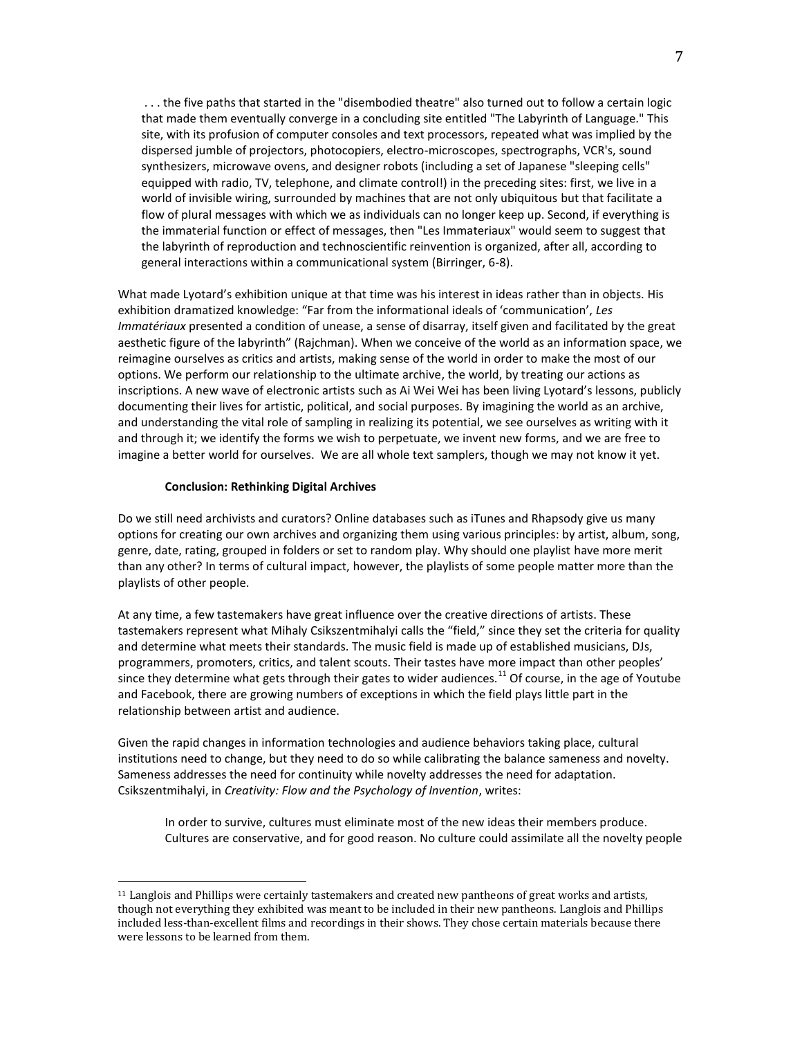> . . . the five paths that started in the "disembodied theatre" also turned out to follow a certain logic that made them eventually converge in a concluding site entitled "The Labyrinth of Language." This site, with its profusion of computer consoles and text processors, repeated what was implied by the dispersed jumble of projectors, photocopiers, electro-microscopes, spectrographs, VCR's, sound synthesizers, microwave ovens, and designer robots (including a set of Japanese "sleeping cells" equipped with radio, TV, telephone, and climate control!) in the preceding sites: first, we live in a world of invisible wiring, surrounded by machines that are not only ubiquitous but that facilitate a flow of plural messages with which we as individuals can no longer keep up. Second, if everything is the immaterial function or effect of messages, then "Les Immateriaux" would seem to suggest that the labyrinth of reproduction and technoscientific reinvention is organized, after all, according to general interactions within a communicational system (Birringer, 6-8).

What made Lyotard's exhibition unique at that time was his interest in ideas rather than in objects. His exhibition dramatized knowledge: "Far from the informational ideals of 'communication', *Les Immatériaux* presented a condition of unease, a sense of disarray, itself given and facilitated by the great aesthetic figure of the labyrinth" (Rajchman). When we conceive of the world as an information space, we reimagine ourselves as critics and artists, making sense of the world in order to make the most of our options. We perform our relationship to the ultimate archive, the world, by treating our actions as inscriptions. A new wave of electronic artists such as Ai Wei Wei has been living Lyotard's lessons, publicly documenting their lives for artistic, political, and social purposes. By imagining the world as an archive, and understanding the vital role of sampling in realizing its potential, we see ourselves as writing with it and through it; we identify the forms we wish to perpetuate, we invent new forms, and we are free to imagine a better world for ourselves. We are all whole text samplers, though we may not know it yet.

## Conclusion: Rethinking Digital Archives

Do we still need archivists and curators? Online databases such as iTunes and Rhapsody give us many options for creating our own archives and organizing them using various principles: by artist, album, song, genre, date, rating, grouped in folders or set to random play. Why should one playlist have more merit than any other? In terms of cultural impact, however, the playlists of some people matter more than the playlists of other people.

At any time, a few tastemakers have great influence over the creative directions of artists. These tastemakers represent what Mihaly Csikszentmihalyi calls the "field," since they set the criteria for quality and determine what meets their standards. The music field is made up of established musicians, DJs, programmers, promoters, critics, and talent scouts. Their tastes have more impact than other peoples' since they determine what gets through their gates to wider audiences.[11] Of course, in the age of Youtube and Facebook, there are growing numbers of exceptions in which the field plays little part in the relationship between artist and audience.

Given the rapid changes in information technologies and audience behaviors taking place, cultural institutions need to change, but they need to do so while calibrating the balance sameness and novelty. Sameness addresses the need for continuity while novelty addresses the need for adaptation. Csikszentmihalyi, in *Creativity: Flow and the Psychology of Invention*, writes:

> In order to survive, cultures must eliminate most of the new ideas their members produce. Cultures are conservative, and for good reason. No culture could assimilate all the novelty people

---

[11] Langlois and Phillips were certainly tastemakers and created new pantheons of great works and artists, though not everything they exhibited was meant to be included in their new pantheons. Langlois and Phillips included less-than-excellent films and recordings in their shows. They chose certain materials because there were lessons to be learned from them.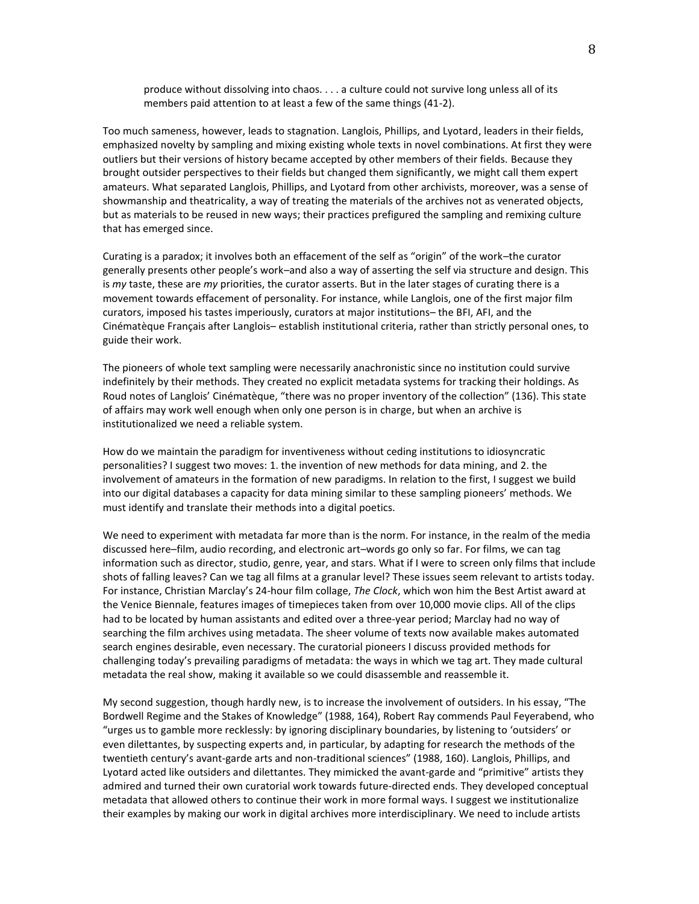produce without dissolving into chaos. . . . a culture could not survive long unless all of its members paid attention to at least a few of the same things (41-2).

Too much sameness, however, leads to stagnation. Langlois, Phillips, and Lyotard, leaders in their fields, emphasized novelty by sampling and mixing existing whole texts in novel combinations. At first they were outliers but their versions of history became accepted by other members of their fields. Because they brought outsider perspectives to their fields but changed them significantly, we might call them expert amateurs. What separated Langlois, Phillips, and Lyotard from other archivists, moreover, was a sense of showmanship and theatricality, a way of treating the materials of the archives not as venerated objects, but as materials to be reused in new ways; their practices prefigured the sampling and remixing culture that has emerged since.

Curating is a paradox; it involves both an effacement of the self as "origin" of the work–the curator generally presents other people's work–and also a way of asserting the self via structure and design. This is *my* taste, these are *my* priorities, the curator asserts. But in the later stages of curating there is a movement towards effacement of personality. For instance, while Langlois, one of the first major film curators, imposed his tastes imperiously, curators at major institutions– the BFI, AFI, and the Cinématèque Français after Langlois– establish institutional criteria, rather than strictly personal ones, to guide their work.

The pioneers of whole text sampling were necessarily anachronistic since no institution could survive indefinitely by their methods. They created no explicit metadata systems for tracking their holdings. As Roud notes of Langlois' Cinématèque, "there was no proper inventory of the collection" (136). This state of affairs may work well enough when only one person is in charge, but when an archive is institutionalized we need a reliable system.

How do we maintain the paradigm for inventiveness without ceding institutions to idiosyncratic personalities? I suggest two moves: 1. the invention of new methods for data mining, and 2. the involvement of amateurs in the formation of new paradigms. In relation to the first, I suggest we build into our digital databases a capacity for data mining similar to these sampling pioneers' methods. We must identify and translate their methods into a digital poetics.

We need to experiment with metadata far more than is the norm. For instance, in the realm of the media discussed here–film, audio recording, and electronic art–words go only so far. For films, we can tag information such as director, studio, genre, year, and stars. What if I were to screen only films that include shots of falling leaves? Can we tag all films at a granular level? These issues seem relevant to artists today. For instance, Christian Marclay's 24-hour film collage, *The Clock*, which won him the Best Artist award at the Venice Biennale, features images of timepieces taken from over 10,000 movie clips. All of the clips had to be located by human assistants and edited over a three-year period; Marclay had no way of searching the film archives using metadata. The sheer volume of texts now available makes automated search engines desirable, even necessary. The curatorial pioneers I discuss provided methods for challenging today's prevailing paradigms of metadata: the ways in which we tag art. They made cultural metadata the real show, making it available so we could disassemble and reassemble it.

My second suggestion, though hardly new, is to increase the involvement of outsiders. In his essay, "The Bordwell Regime and the Stakes of Knowledge" (1988, 164), Robert Ray commends Paul Feyerabend, who "urges us to gamble more recklessly: by ignoring disciplinary boundaries, by listening to 'outsiders' or even dilettantes, by suspecting experts and, in particular, by adapting for research the methods of the twentieth century's avant-garde arts and non-traditional sciences" (1988, 160). Langlois, Phillips, and Lyotard acted like outsiders and dilettantes. They mimicked the avant-garde and "primitive" artists they admired and turned their own curatorial work towards future-directed ends. They developed conceptual metadata that allowed others to continue their work in more formal ways. I suggest we institutionalize their examples by making our work in digital archives more interdisciplinary. We need to include artists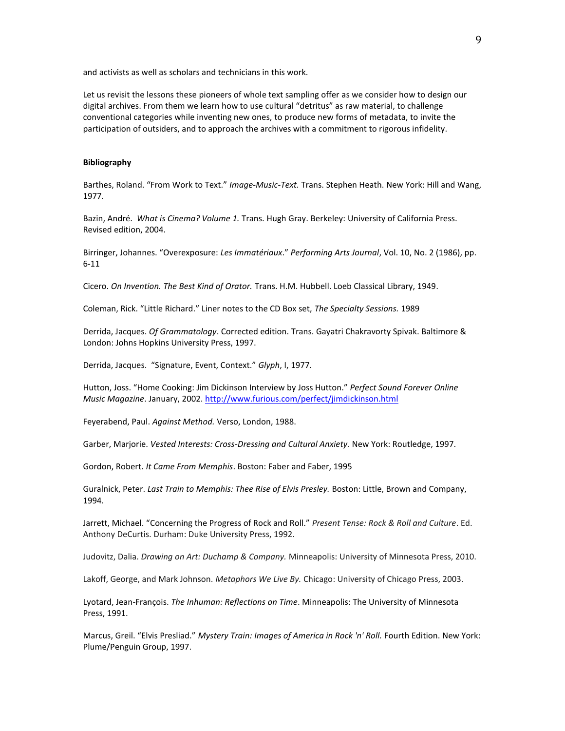and activists as well as scholars and technicians in this work.

Let us revisit the lessons these pioneers of whole text sampling offer as we consider how to design our digital archives. From them we learn how to use cultural "detritus" as raw material, to challenge conventional categories while inventing new ones, to produce new forms of metadata, to invite the participation of outsiders, and to approach the archives with a commitment to rigorous infidelity.

**Bibliography**

Barthes, Roland. "From Work to Text." *Image-Music-Text.* Trans. Stephen Heath. New York: Hill and Wang, 1977.

Bazin, André. *What is Cinema? Volume 1.* Trans. Hugh Gray. Berkeley: University of California Press. Revised edition, 2004.

Birringer, Johannes. "Overexposure: *Les Immatériaux*." *Performing Arts Journal*, Vol. 10, No. 2 (1986), pp. 6-11

Cicero. *On Invention. The Best Kind of Orator.* Trans. H.M. Hubbell. Loeb Classical Library, 1949.

Coleman, Rick. "Little Richard." Liner notes to the CD Box set, *The Specialty Sessions.* 1989

Derrida, Jacques. *Of Grammatology*. Corrected edition. Trans. Gayatri Chakravorty Spivak. Baltimore & London: Johns Hopkins University Press, 1997.

Derrida, Jacques. "Signature, Event, Context." *Glyph*, I, 1977.

Hutton, Joss. "Home Cooking: Jim Dickinson Interview by Joss Hutton." *Perfect Sound Forever Online Music Magazine*. January, 2002. http://www.furious.com/perfect/jimdickinson.html

Feyerabend, Paul. *Against Method.* Verso, London, 1988.

Garber, Marjorie. *Vested Interests: Cross-Dressing and Cultural Anxiety.* New York: Routledge, 1997.

Gordon, Robert. *It Came From Memphis*. Boston: Faber and Faber, 1995

Guralnick, Peter. *Last Train to Memphis: Thee Rise of Elvis Presley.* Boston: Little, Brown and Company, 1994.

Jarrett, Michael. "Concerning the Progress of Rock and Roll." *Present Tense: Rock & Roll and Culture*. Ed. Anthony DeCurtis. Durham: Duke University Press, 1992.

Judovitz, Dalia. *Drawing on Art: Duchamp & Company.* Minneapolis: University of Minnesota Press, 2010.

Lakoff, George, and Mark Johnson. *Metaphors We Live By.* Chicago: University of Chicago Press, 2003.

Lyotard, Jean-François. *The Inhuman: Reflections on Time*. Minneapolis: The University of Minnesota Press, 1991.

Marcus, Greil. "Elvis Presliad." *Mystery Train: Images of America in Rock 'n' Roll.* Fourth Edition. New York: Plume/Penguin Group, 1997.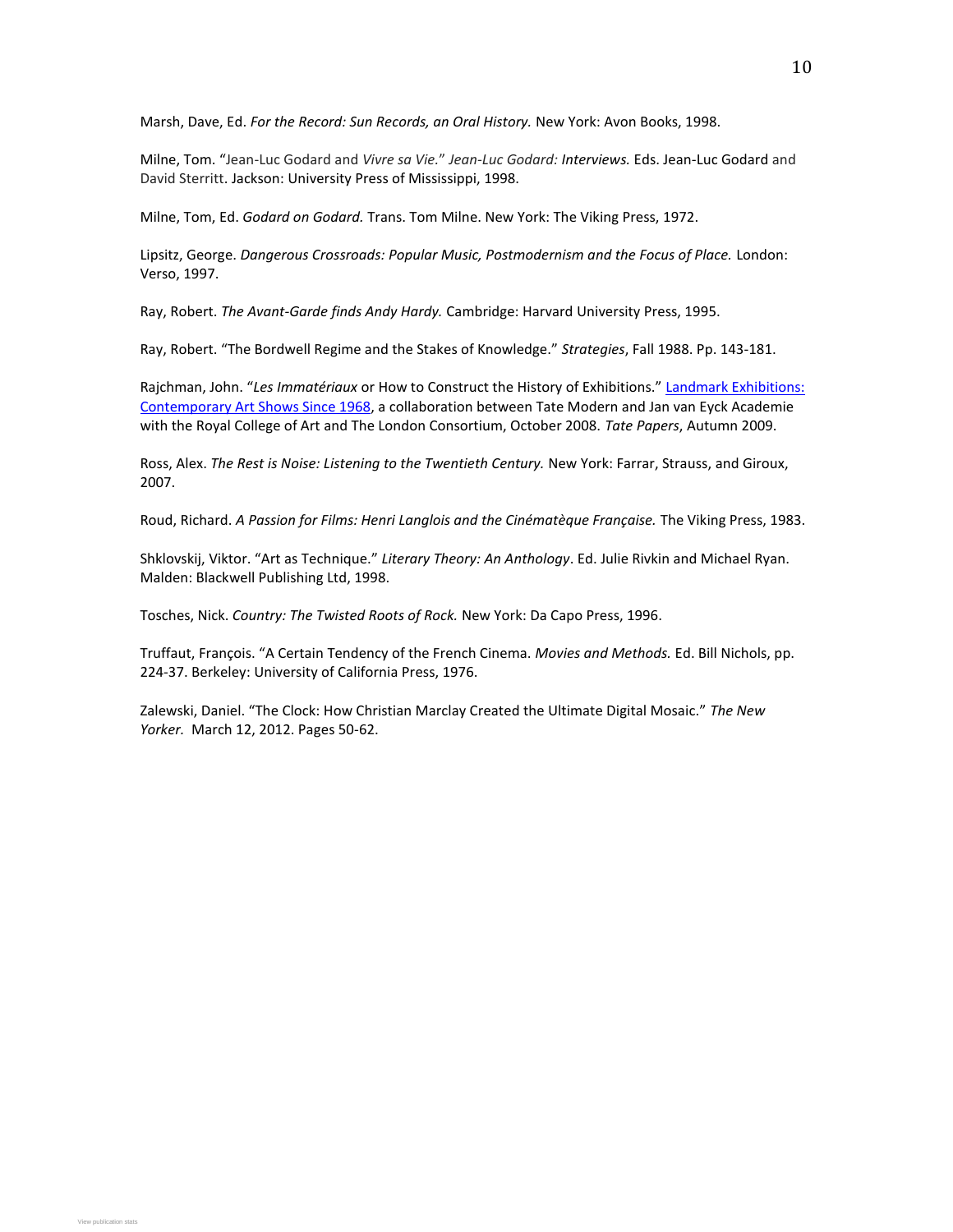Marsh, Dave, Ed. *For the Record: Sun Records, an Oral History.* New York: Avon Books, 1998.

Milne, Tom. "Jean-Luc Godard and *Vivre sa Vie.*" *Jean-Luc Godard: Interviews.* Eds. Jean-Luc Godard and David Sterritt. Jackson: University Press of Mississippi, 1998.

Milne, Tom, Ed. *Godard on Godard.* Trans. Tom Milne. New York: The Viking Press, 1972.

Lipsitz, George. *Dangerous Crossroads: Popular Music, Postmodernism and the Focus of Place.* London: Verso, 1997.

Ray, Robert. *The Avant-Garde finds Andy Hardy.* Cambridge: Harvard University Press, 1995.

Ray, Robert. "The Bordwell Regime and the Stakes of Knowledge." *Strategies*, Fall 1988. Pp. 143-181.

Rajchman, John. "*Les Immatériaux* or How to Construct the History of Exhibitions." Landmark Exhibitions: Contemporary Art Shows Since 1968, a collaboration between Tate Modern and Jan van Eyck Academie with the Royal College of Art and The London Consortium, October 2008. *Tate Papers*, Autumn 2009.

Ross, Alex. *The Rest is Noise: Listening to the Twentieth Century.* New York: Farrar, Strauss, and Giroux, 2007.

Roud, Richard. *A Passion for Films: Henri Langlois and the Cinématèque Française.* The Viking Press, 1983.

Shklovskij, Viktor. "Art as Technique." *Literary Theory: An Anthology*. Ed. Julie Rivkin and Michael Ryan. Malden: Blackwell Publishing Ltd, 1998.

Tosches, Nick. *Country: The Twisted Roots of Rock.* New York: Da Capo Press, 1996.

Truffaut, François. "A Certain Tendency of the French Cinema. *Movies and Methods.* Ed. Bill Nichols, pp. 224-37. Berkeley: University of California Press, 1976.

Zalewski, Daniel. "The Clock: How Christian Marclay Created the Ultimate Digital Mosaic." *The New Yorker.* March 12, 2012. Pages 50-62.